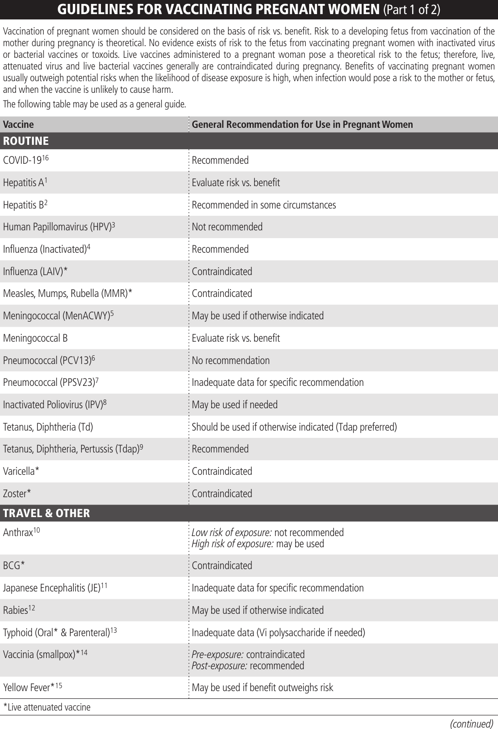# GUIDELINES FOR VACCINATING PREGNANT WOMEN (Part 1 of 2)

Vaccination of pregnant women should be considered on the basis of risk vs. benefit. Risk to a developing fetus from vaccination of the mother during pregnancy is theoretical. No evidence exists of risk to the fetus from vaccinating pregnant women with inactivated virus or bacterial vaccines or toxoids. Live vaccines administered to a pregnant woman pose a theoretical risk to the fetus; therefore, live, attenuated virus and live bacterial vaccines generally are contraindicated during pregnancy. Benefits of vaccinating pregnant women usually outweigh potential risks when the likelihood of disease exposure is high, when infection would pose a risk to the mother or fetus, and when the vaccine is unlikely to cause harm.

The following table may be used as a general guide.

| Vaccine | General Recommendation for Use in Pregnant Women |
|---|---|
| **ROUTINE** | |
| COVID-19[16] | Recommended |
| Hepatitis A[1] | Evaluate risk vs. benefit |
| Hepatitis B[2] | Recommended in some circumstances |
| Human Papillomavirus (HPV)[3] | Not recommended |
| Influenza (Inactivated)[4] | Recommended |
| Influenza (LAIV)* | Contraindicated |
| Measles, Mumps, Rubella (MMR)* | Contraindicated |
| Meningococcal (MenACWY)[5] | May be used if otherwise indicated |
| Meningococcal B | Evaluate risk vs. benefit |
| Pneumococcal (PCV13)[6] | No recommendation |
| Pneumococcal (PPSV23)[7] | Inadequate data for specific recommendation |
| Inactivated Poliovirus (IPV)[8] | May be used if needed |
| Tetanus, Diphtheria (Td) | Should be used if otherwise indicated (Tdap preferred) |
| Tetanus, Diphtheria, Pertussis (Tdap)[9] | Recommended |
| Varicella* | Contraindicated |
| Zoster* | Contraindicated |
| **TRAVEL & OTHER** | |
| Anthrax[10] | *Low risk of exposure:* not recommended<br>*High risk of exposure:* may be used |
| BCG* | Contraindicated |
| Japanese Encephalitis (JE)[11] | Inadequate data for specific recommendation |
| Rabies[12] | May be used if otherwise indicated |
| Typhoid (Oral* & Parenteral)[13] | Inadequate data (Vi polysaccharide if needed) |
| Vaccinia (smallpox)*[14] | *Pre-exposure:* contraindicated<br>*Post-exposure:* recommended |
| Yellow Fever*[15] | May be used if benefit outweighs risk |

*Live attenuated vaccine

*(continued)*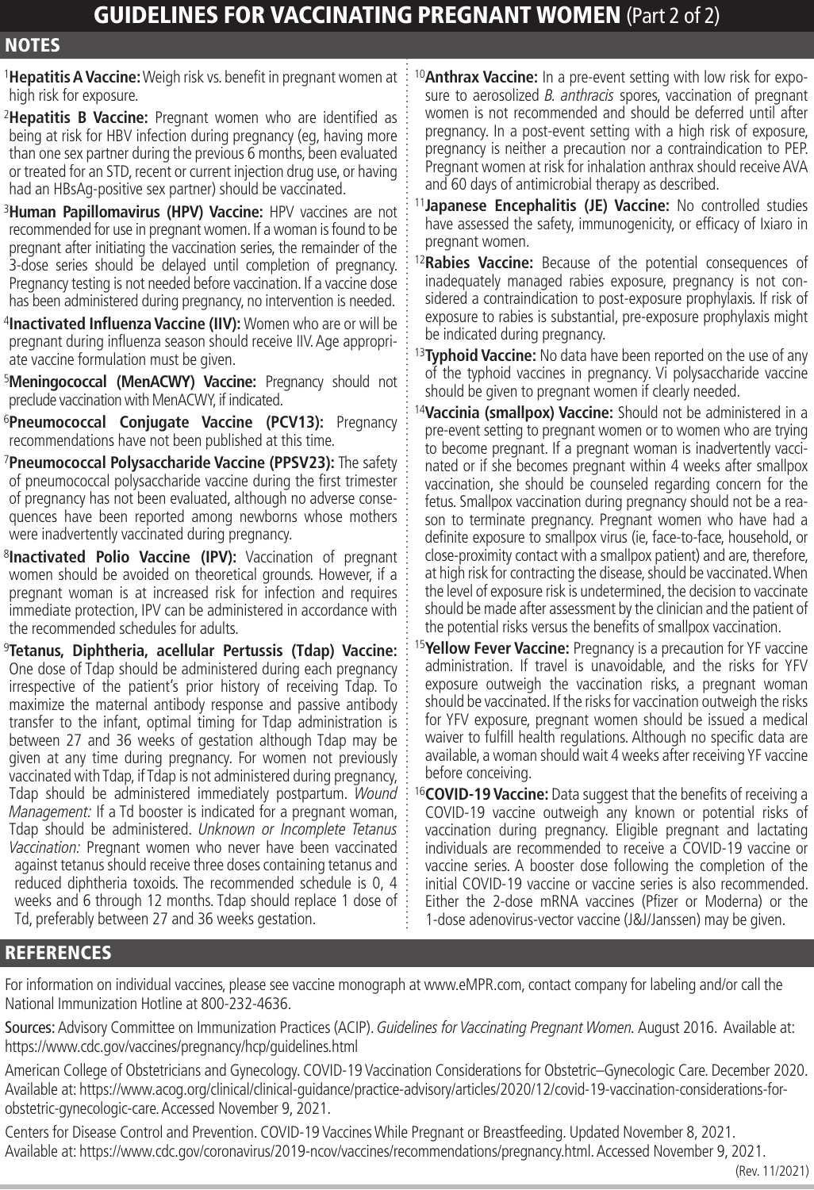# GUIDELINES FOR VACCINATING PREGNANT WOMEN (Part 2 of 2)

## NOTES

[1]**Hepatitis A Vaccine:** Weigh risk vs. benefit in pregnant women at high risk for exposure.

[2]**Hepatitis B Vaccine:** Pregnant women who are identified as being at risk for HBV infection during pregnancy (eg, having more than one sex partner during the previous 6 months, been evaluated or treated for an STD, recent or current injection drug use, or having had an HBsAg-positive sex partner) should be vaccinated.

[3]**Human Papillomavirus (HPV) Vaccine:** HPV vaccines are not recommended for use in pregnant women. If a woman is found to be pregnant after initiating the vaccination series, the remainder of the 3-dose series should be delayed until completion of pregnancy. Pregnancy testing is not needed before vaccination. If a vaccine dose has been administered during pregnancy, no intervention is needed.

[4]**Inactivated Influenza Vaccine (IIV):** Women who are or will be pregnant during influenza season should receive IIV. Age appropriate vaccine formulation must be given.

[5]**Meningococcal (MenACWY) Vaccine:** Pregnancy should not preclude vaccination with MenACWY, if indicated.

[6]**Pneumococcal Conjugate Vaccine (PCV13):** Pregnancy recommendations have not been published at this time.

[7]**Pneumococcal Polysaccharide Vaccine (PPSV23):** The safety of pneumococcal polysaccharide vaccine during the first trimester of pregnancy has not been evaluated, although no adverse consequences have been reported among newborns whose mothers were inadvertently vaccinated during pregnancy.

[8]**Inactivated Polio Vaccine (IPV):** Vaccination of pregnant women should be avoided on theoretical grounds. However, if a pregnant woman is at increased risk for infection and requires immediate protection, IPV can be administered in accordance with the recommended schedules for adults.

[9]**Tetanus, Diphtheria, acellular Pertussis (Tdap) Vaccine:** One dose of Tdap should be administered during each pregnancy irrespective of the patient's prior history of receiving Tdap. To maximize the maternal antibody response and passive antibody transfer to the infant, optimal timing for Tdap administration is between 27 and 36 weeks of gestation although Tdap may be given at any time during pregnancy. For women not previously vaccinated with Tdap, if Tdap is not administered during pregnancy, Tdap should be administered immediately postpartum. *Wound Management:* If a Td booster is indicated for a pregnant woman, Tdap should be administered. *Unknown or Incomplete Tetanus Vaccination:* Pregnant women who never have been vaccinated against tetanus should receive three doses containing tetanus and reduced diphtheria toxoids. The recommended schedule is 0, 4 weeks and 6 through 12 months. Tdap should replace 1 dose of Td, preferably between 27 and 36 weeks gestation.

[10]**Anthrax Vaccine:** In a pre-event setting with low risk for exposure to aerosolized *B. anthracis* spores, vaccination of pregnant women is not recommended and should be deferred until after pregnancy. In a post-event setting with a high risk of exposure, pregnancy is neither a precaution nor a contraindication to PEP. Pregnant women at risk for inhalation anthrax should receive AVA and 60 days of antimicrobial therapy as described.

[11]**Japanese Encephalitis (JE) Vaccine:** No controlled studies have assessed the safety, immunogenicity, or efficacy of Ixiaro in pregnant women.

[12]**Rabies Vaccine:** Because of the potential consequences of inadequately managed rabies exposure, pregnancy is not considered a contraindication to post-exposure prophylaxis. If risk of exposure to rabies is substantial, pre-exposure prophylaxis might be indicated during pregnancy.

[13]**Typhoid Vaccine:** No data have been reported on the use of any of the typhoid vaccines in pregnancy. Vi polysaccharide vaccine should be given to pregnant women if clearly needed.

[14]**Vaccinia (smallpox) Vaccine:** Should not be administered in a pre-event setting to pregnant women or to women who are trying to become pregnant. If a pregnant woman is inadvertently vaccinated or if she becomes pregnant within 4 weeks after smallpox vaccination, she should be counseled regarding concern for the fetus. Smallpox vaccination during pregnancy should not be a reason to terminate pregnancy. Pregnant women who have had a definite exposure to smallpox virus (ie, face-to-face, household, or close-proximity contact with a smallpox patient) and are, therefore, at high risk for contracting the disease, should be vaccinated. When the level of exposure risk is undetermined, the decision to vaccinate should be made after assessment by the clinician and the patient of the potential risks versus the benefits of smallpox vaccination.

[15]**Yellow Fever Vaccine:** Pregnancy is a precaution for YF vaccine administration. If travel is unavoidable, and the risks for YFV exposure outweigh the vaccination risks, a pregnant woman should be vaccinated. If the risks for vaccination outweigh the risks for YFV exposure, pregnant women should be issued a medical waiver to fulfill health regulations. Although no specific data are available, a woman should wait 4 weeks after receiving YF vaccine before conceiving.

[16]**COVID-19 Vaccine:** Data suggest that the benefits of receiving a COVID-19 vaccine outweigh any known or potential risks of vaccination during pregnancy. Eligible pregnant and lactating individuals are recommended to receive a COVID-19 vaccine or vaccine series. A booster dose following the completion of the initial COVID-19 vaccine or vaccine series is also recommended. Either the 2-dose mRNA vaccines (Pfizer or Moderna) or the 1-dose adenovirus-vector vaccine (J&J/Janssen) may be given.

## REFERENCES

For information on individual vaccines, please see vaccine monograph at www.eMPR.com, contact company for labeling and/or call the National Immunization Hotline at 800-232-4636.

Sources: Advisory Committee on Immunization Practices (ACIP). *Guidelines for Vaccinating Pregnant Women.* August 2016. Available at: https://www.cdc.gov/vaccines/pregnancy/hcp/guidelines.html

American College of Obstetricians and Gynecology. COVID-19 Vaccination Considerations for Obstetric–Gynecologic Care. December 2020. Available at: https://www.acog.org/clinical/clinical-guidance/practice-advisory/articles/2020/12/covid-19-vaccination-considerations-for-obstetric-gynecologic-care. Accessed November 9, 2021.

Centers for Disease Control and Prevention. COVID-19 Vaccines While Pregnant or Breastfeeding. Updated November 8, 2021. Available at: https://www.cdc.gov/coronavirus/2019-ncov/vaccines/recommendations/pregnancy.html. Accessed November 9, 2021.

(Rev. 11/2021)